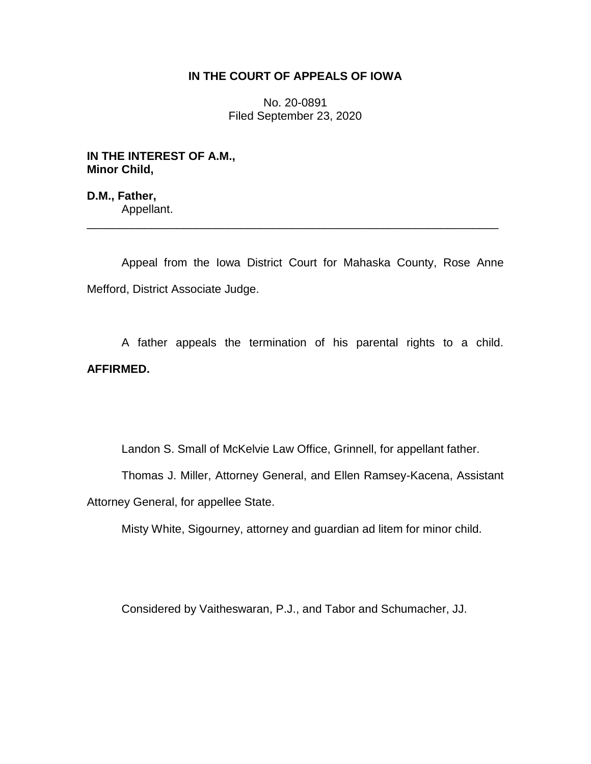# IN THE COURT OF APPEALS OF IOWA

No. 20-0891
Filed September 23, 2020

**IN THE INTEREST OF A.M., Minor Child,**

**D.M., Father,**
Appellant.

---

Appeal from the Iowa District Court for Mahaska County, Rose Anne Mefford, District Associate Judge.

A father appeals the termination of his parental rights to a child. **AFFIRMED.**

Landon S. Small of McKelvie Law Office, Grinnell, for appellant father.

Thomas J. Miller, Attorney General, and Ellen Ramsey-Kacena, Assistant Attorney General, for appellee State.

Misty White, Sigourney, attorney and guardian ad litem for minor child.

Considered by Vaitheswaran, P.J., and Tabor and Schumacher, JJ.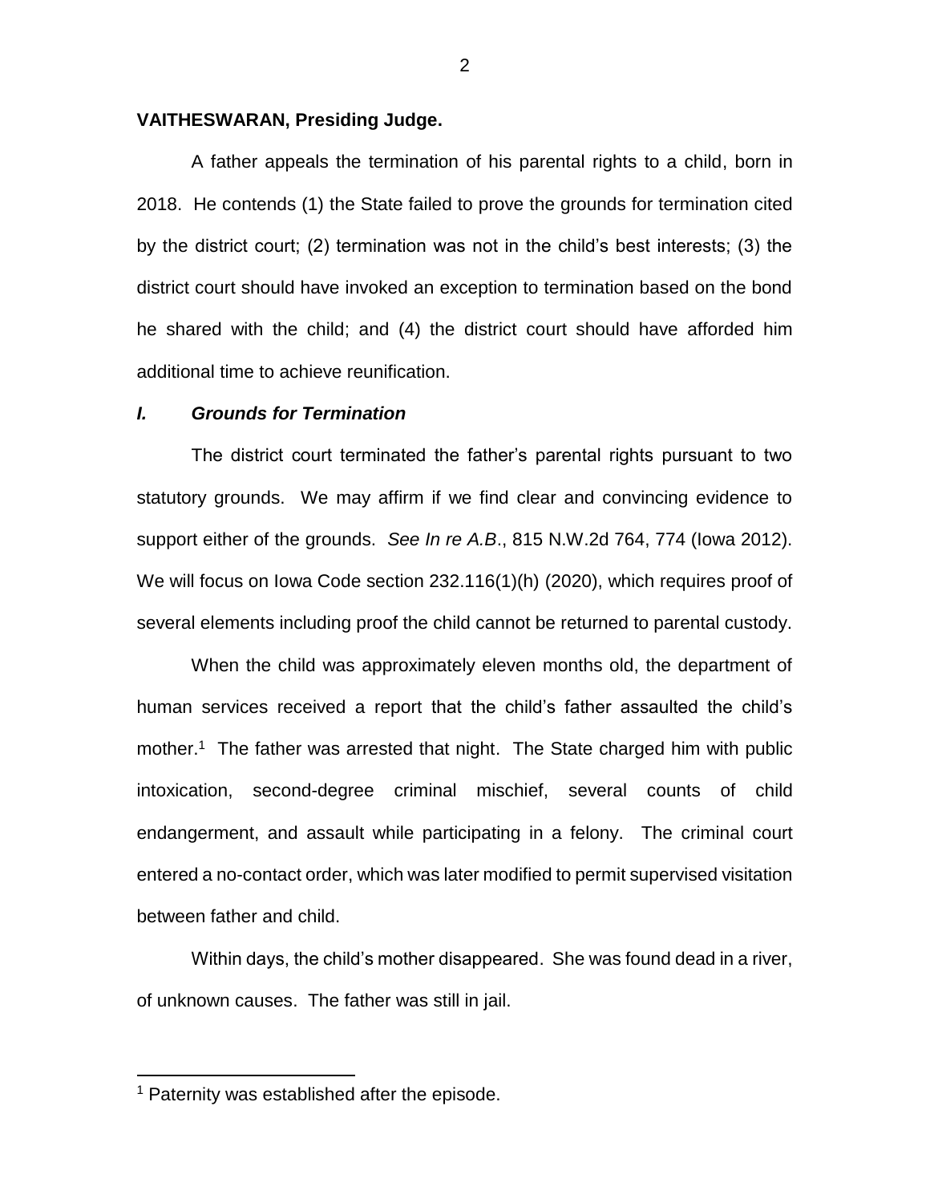**VAITHESWARAN, Presiding Judge.**

A father appeals the termination of his parental rights to a child, born in 2018. He contends (1) the State failed to prove the grounds for termination cited by the district court; (2) termination was not in the child's best interests; (3) the district court should have invoked an exception to termination based on the bond he shared with the child; and (4) the district court should have afforded him additional time to achieve reunification.

### *I. Grounds for Termination*

The district court terminated the father's parental rights pursuant to two statutory grounds. We may affirm if we find clear and convincing evidence to support either of the grounds. *See In re A.B*., 815 N.W.2d 764, 774 (Iowa 2012). We will focus on Iowa Code section 232.116(1)(h) (2020), which requires proof of several elements including proof the child cannot be returned to parental custody.

When the child was approximately eleven months old, the department of human services received a report that the child's father assaulted the child's mother.[1] The father was arrested that night. The State charged him with public intoxication, second-degree criminal mischief, several counts of child endangerment, and assault while participating in a felony. The criminal court entered a no-contact order, which was later modified to permit supervised visitation between father and child.

Within days, the child's mother disappeared. She was found dead in a river, of unknown causes. The father was still in jail.

[1] Paternity was established after the episode.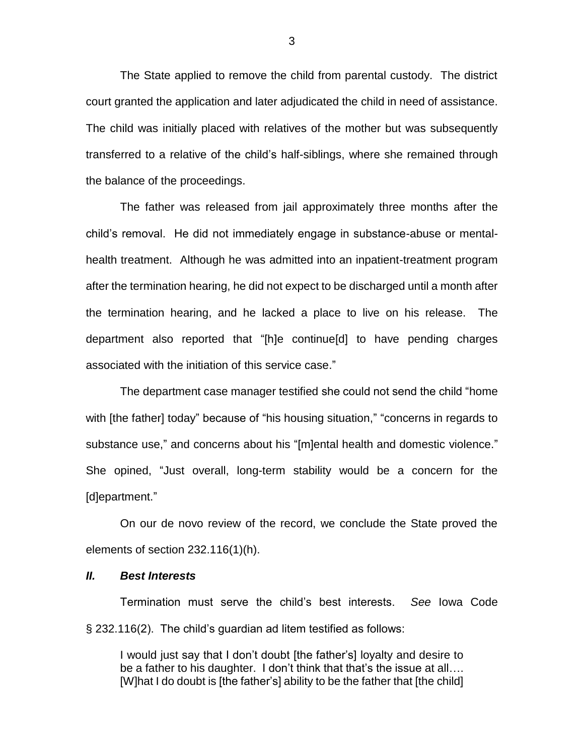The State applied to remove the child from parental custody. The district court granted the application and later adjudicated the child in need of assistance. The child was initially placed with relatives of the mother but was subsequently transferred to a relative of the child's half-siblings, where she remained through the balance of the proceedings.

The father was released from jail approximately three months after the child's removal. He did not immediately engage in substance-abuse or mental-health treatment. Although he was admitted into an inpatient-treatment program after the termination hearing, he did not expect to be discharged until a month after the termination hearing, and he lacked a place to live on his release. The department also reported that "[h]e continue[d] to have pending charges associated with the initiation of this service case."

The department case manager testified she could not send the child "home with [the father] today" because of "his housing situation," "concerns in regards to substance use," and concerns about his "[m]ental health and domestic violence." She opined, "Just overall, long-term stability would be a concern for the [d]epartment."

On our de novo review of the record, we conclude the State proved the elements of section 232.116(1)(h).

### *II. Best Interests*

Termination must serve the child's best interests. *See* Iowa Code § 232.116(2). The child's guardian ad litem testified as follows:

> I would just say that I don't doubt [the father's] loyalty and desire to be a father to his daughter. I don't think that that's the issue at all…. [W]hat I do doubt is [the father's] ability to be the father that [the child]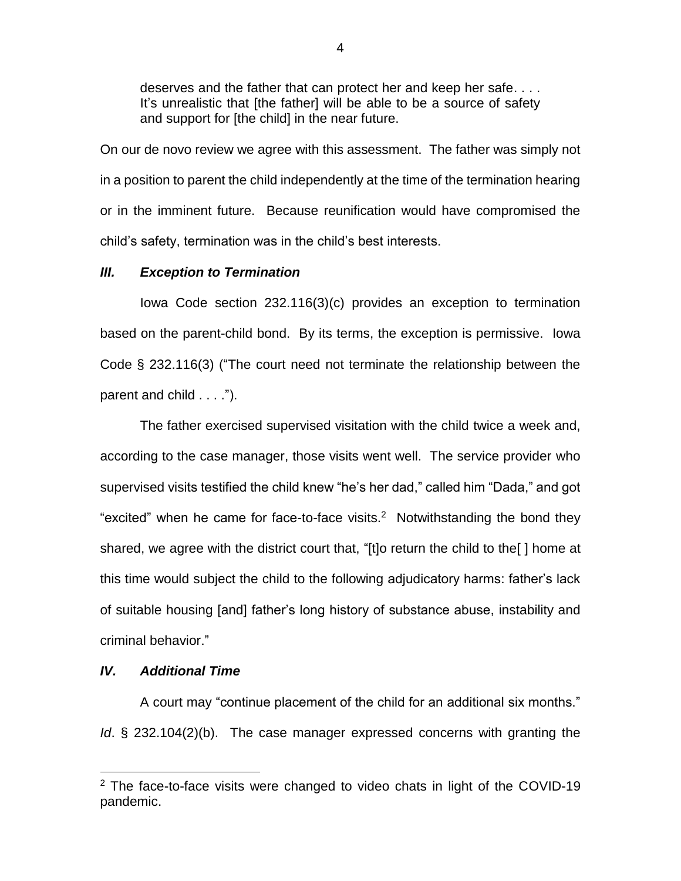> deserves and the father that can protect her and keep her safe. . . . It's unrealistic that [the father] will be able to be a source of safety and support for [the child] in the near future.

On our de novo review we agree with this assessment. The father was simply not in a position to parent the child independently at the time of the termination hearing or in the imminent future. Because reunification would have compromised the child's safety, termination was in the child's best interests.

### *III. Exception to Termination*

Iowa Code section 232.116(3)(c) provides an exception to termination based on the parent-child bond. By its terms, the exception is permissive. Iowa Code § 232.116(3) ("The court need not terminate the relationship between the parent and child . . . .").

The father exercised supervised visitation with the child twice a week and, according to the case manager, those visits went well. The service provider who supervised visits testified the child knew "he's her dad," called him "Dada," and got "excited" when he came for face-to-face visits.[2] Notwithstanding the bond they shared, we agree with the district court that, "[t]o return the child to the[ ] home at this time would subject the child to the following adjudicatory harms: father's lack of suitable housing [and] father's long history of substance abuse, instability and criminal behavior."

### *IV. Additional Time*

A court may "continue placement of the child for an additional six months." *Id*. § 232.104(2)(b). The case manager expressed concerns with granting the

---

[2] The face-to-face visits were changed to video chats in light of the COVID-19 pandemic.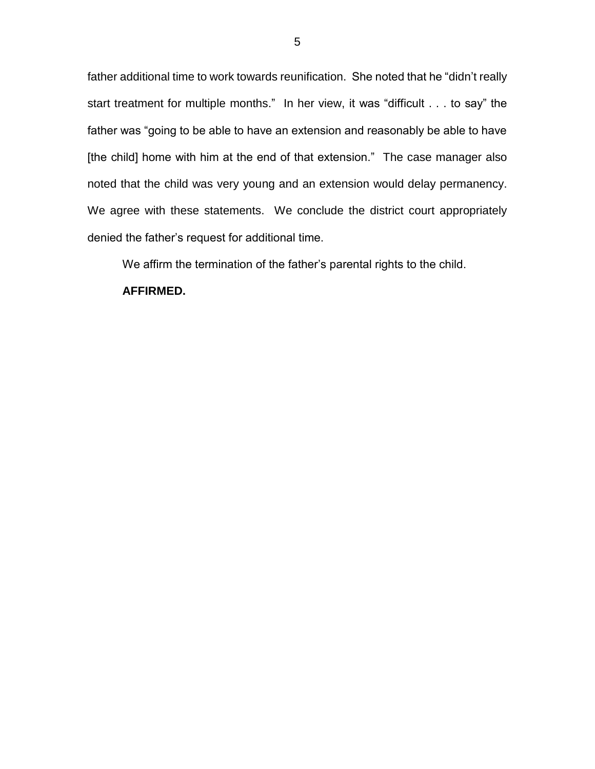father additional time to work towards reunification. She noted that he "didn't really start treatment for multiple months." In her view, it was "difficult . . . to say" the father was "going to be able to have an extension and reasonably be able to have [the child] home with him at the end of that extension." The case manager also noted that the child was very young and an extension would delay permanency. We agree with these statements. We conclude the district court appropriately denied the father's request for additional time.

We affirm the termination of the father's parental rights to the child.

**AFFIRMED.**